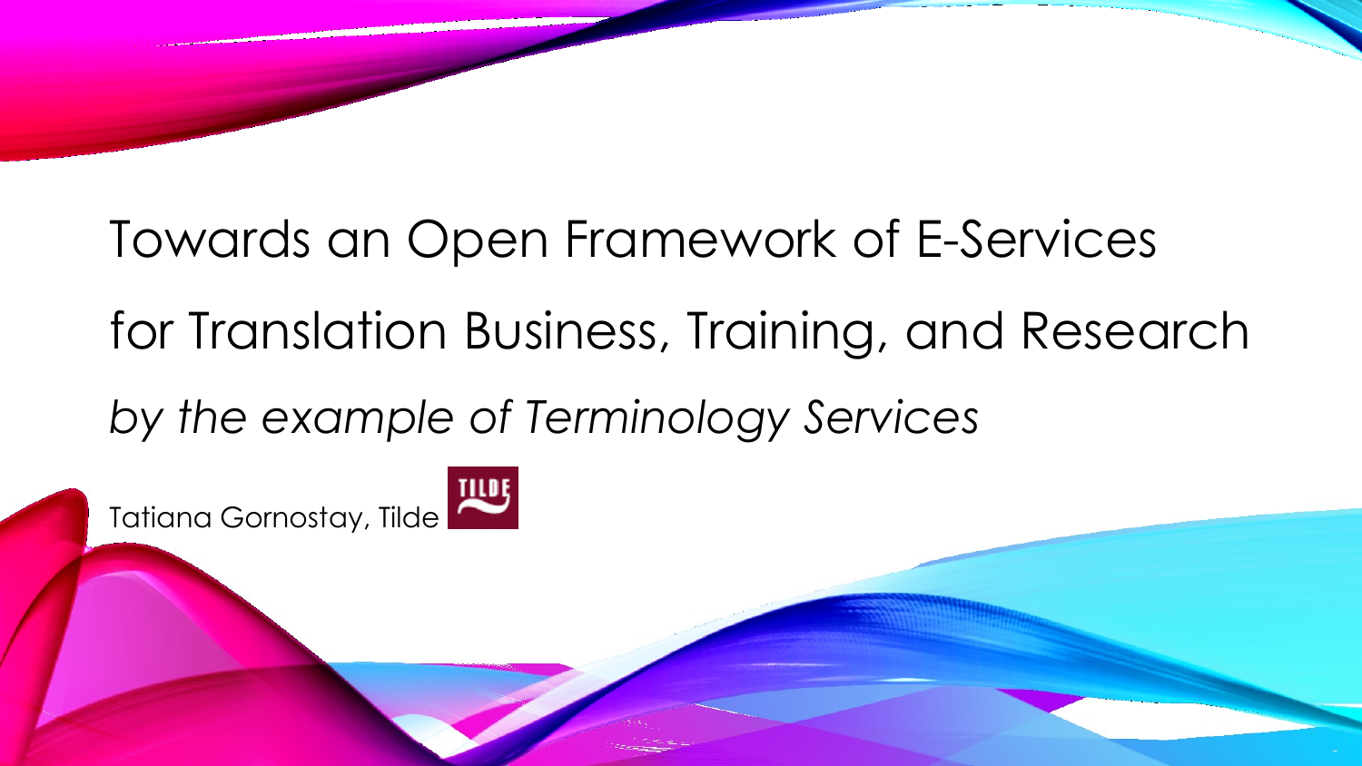# Towards an Open Framework of E-Services for Translation Business, Training, and Research

*by the example of Terminology Services*

Tatiana Gornostay, Tilde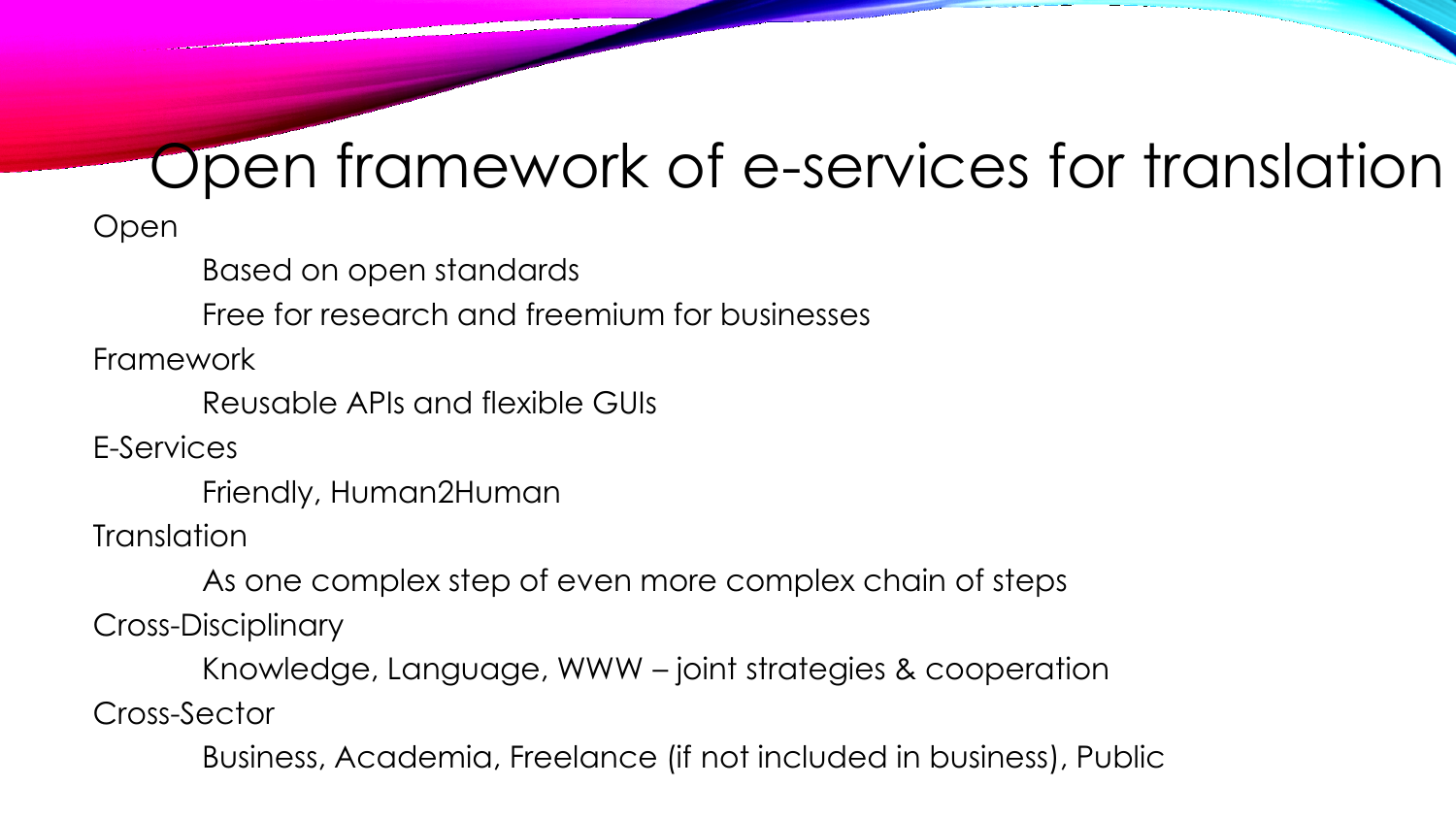# Open framework of e-services for translation

- Open
  - Based on open standards
  - Free for research and freemium for businesses
- Framework
  - Reusable APIs and flexible GUIs
- E-Services
  - Friendly, Human2Human
- Translation
  - As one complex step of even more complex chain of steps
- Cross-Disciplinary
  - Knowledge, Language, WWW – joint strategies & cooperation
- Cross-Sector
  - Business, Academia, Freelance (if not included in business), Public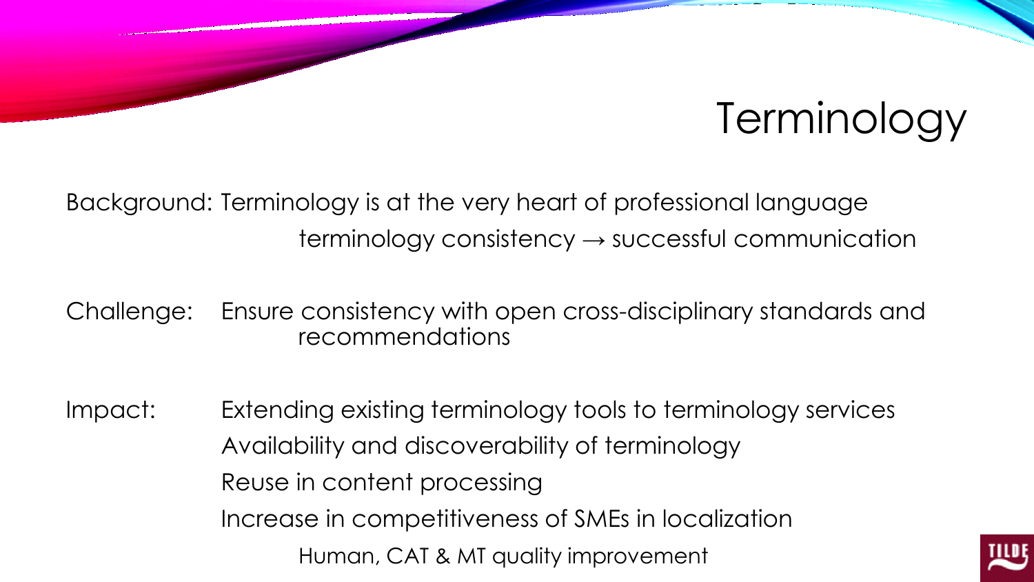# Terminology

Background: Terminology is at the very heart of professional language

terminology consistency → successful communication

Challenge: Ensure consistency with open cross-disciplinary standards and recommendations

Impact:

- Extending existing terminology tools to terminology services
- Availability and discoverability of terminology
- Reuse in content processing
- Increase in competitiveness of SMEs in localization
  - Human, CAT & MT quality improvement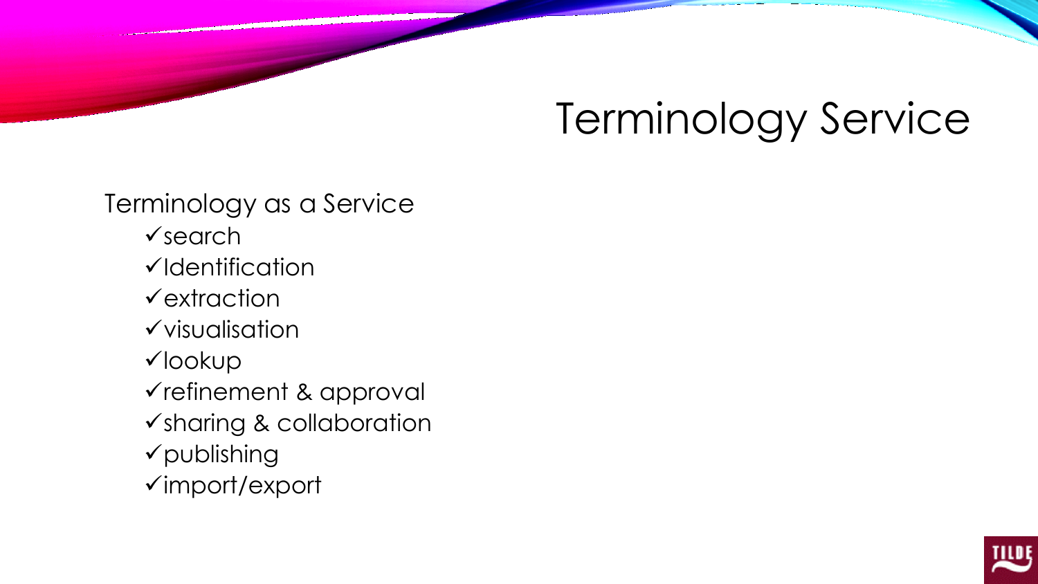# Terminology Service

Terminology as a Service

- ✓search
- ✓Identification
- ✓extraction
- ✓visualisation
- ✓lookup
- ✓refinement & approval
- ✓sharing & collaboration
- ✓publishing
- ✓import/export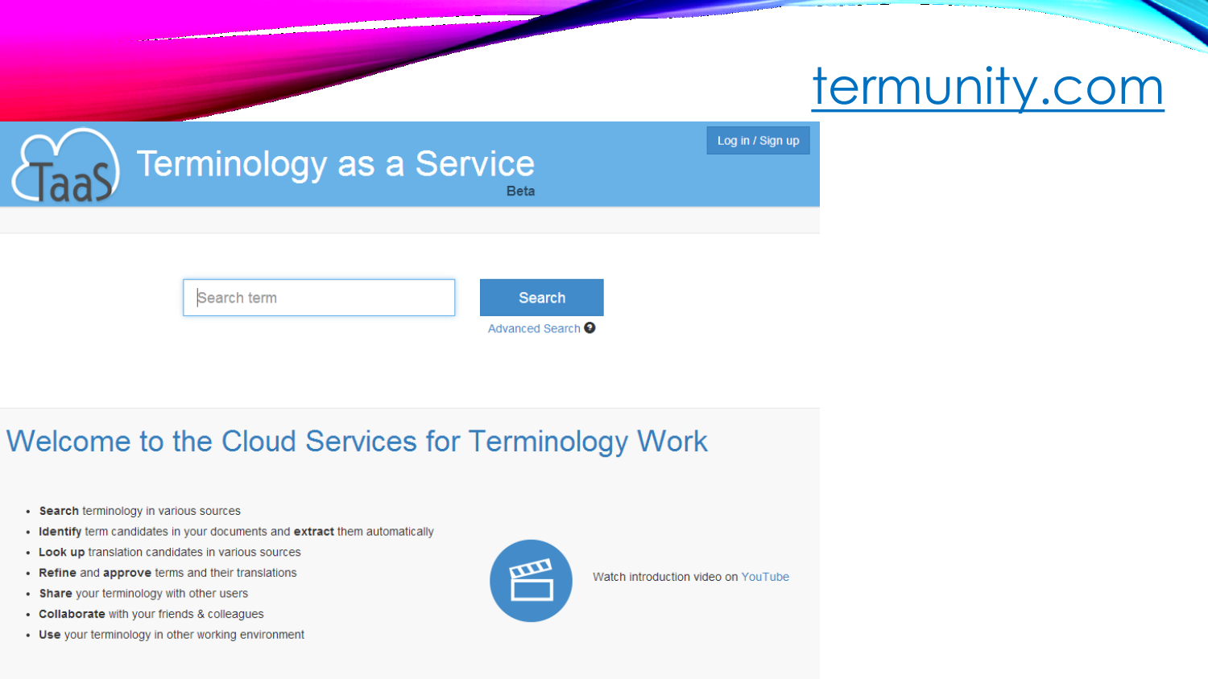# termunity.com

Terminology as a Service

Beta

Log in / Sign up

Search term

Search

Advanced Search

## Welcome to the Cloud Services for Terminology Work

- **Search** terminology in various sources
- **Identify** term candidates in your documents and **extract** them automatically
- **Look up** translation candidates in various sources
- **Refine** and **approve** terms and their translations
- **Share** your terminology with other users
- **Collaborate** with your friends & colleagues
- **Use** your terminology in other working environment

Watch introduction video on YouTube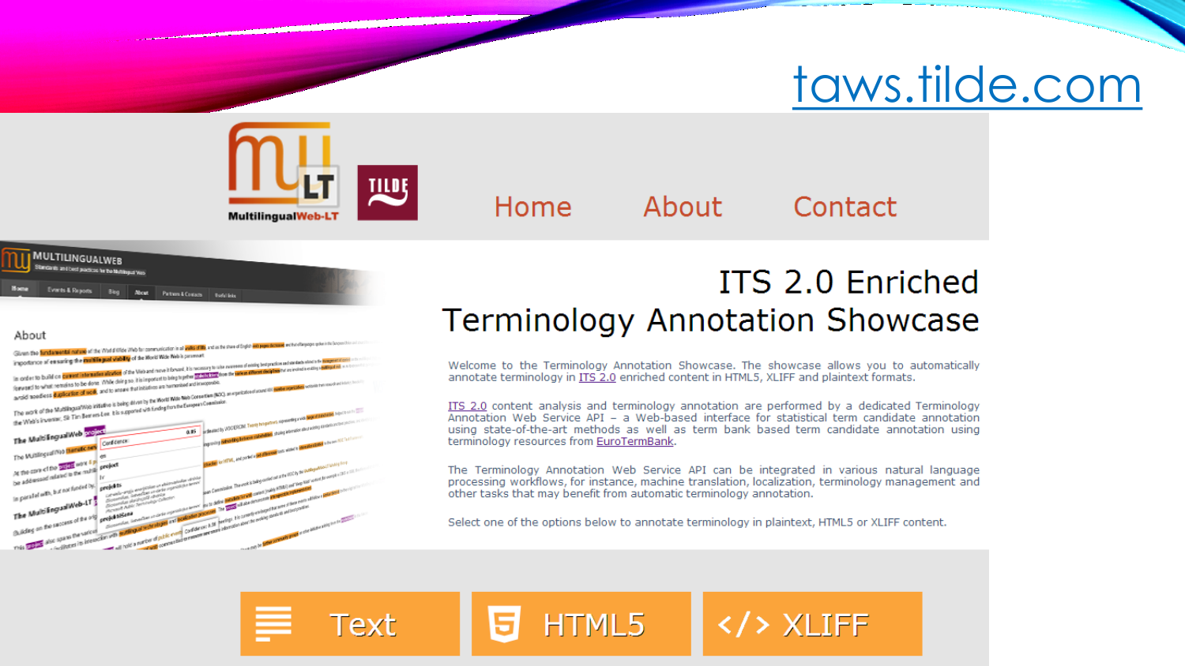taws.tilde.com

Home | About | Contact

# ITS 2.0 Enriched Terminology Annotation Showcase

Welcome to the Terminology Annotation Showcase. The showcase allows you to automatically annotate terminology in ITS 2.0 enriched content in HTML5, XLIFF and plaintext formats.

ITS 2.0 content analysis and terminology annotation are performed by a dedicated Terminology Annotation Web Service API – a Web-based interface for statistical term candidate annotation using state-of-the-art methods as well as term bank based term candidate annotation using terminology resources from EuroTermBank.

The Terminology Annotation Web Service API can be integrated in various natural language processing workflows, for instance, machine translation, localization, terminology management and other tasks that may benefit from automatic terminology annotation.

Select one of the options below to annotate terminology in plaintext, HTML5 or XLIFF content.

Text | HTML5 | XLIFF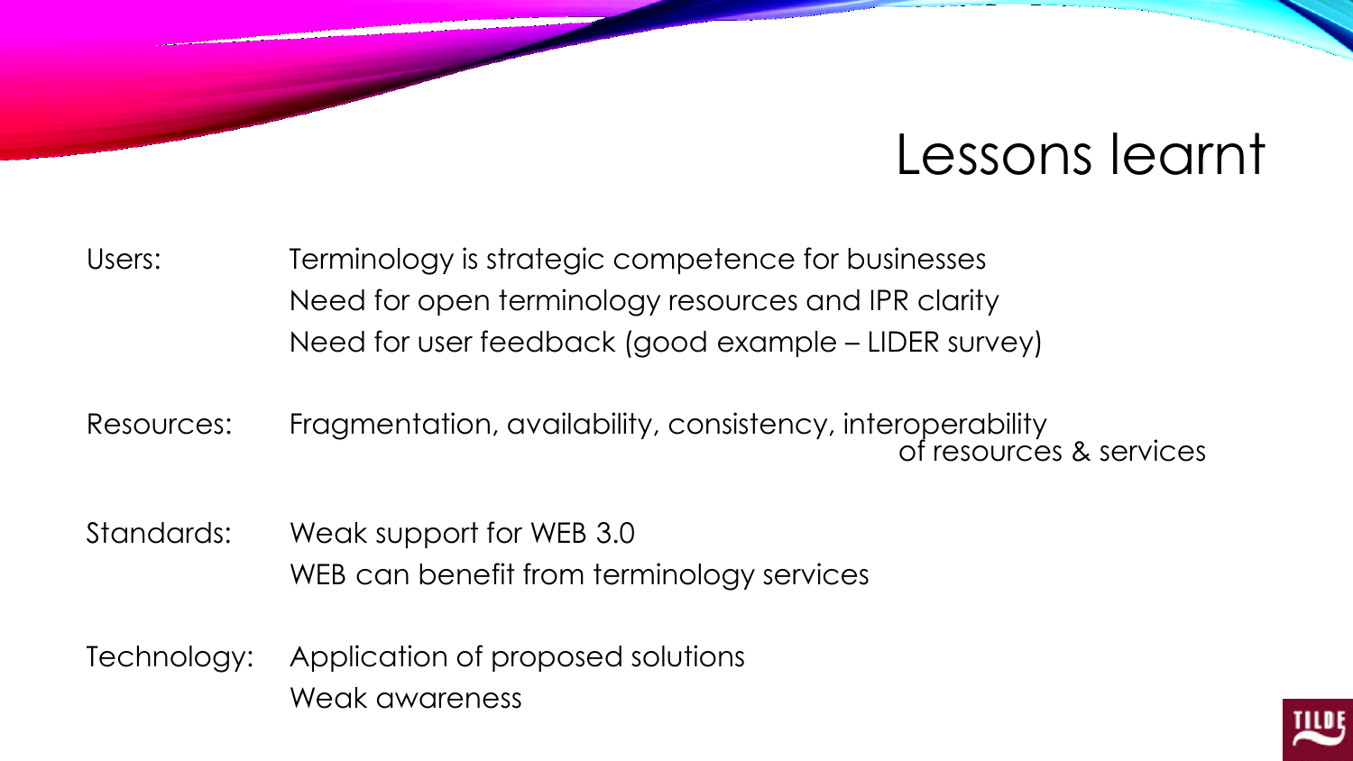# Lessons learnt

| | |
|---|---|
| Users: | Terminology is strategic competence for businesses<br>Need for open terminology resources and IPR clarity<br>Need for user feedback (good example – LIDER survey) |
| Resources: | Fragmentation, availability, consistency, interoperability of resources & services |
| Standards: | Weak support for WEB 3.0<br>WEB can benefit from terminology services |
| Technology: | Application of proposed solutions<br>Weak awareness |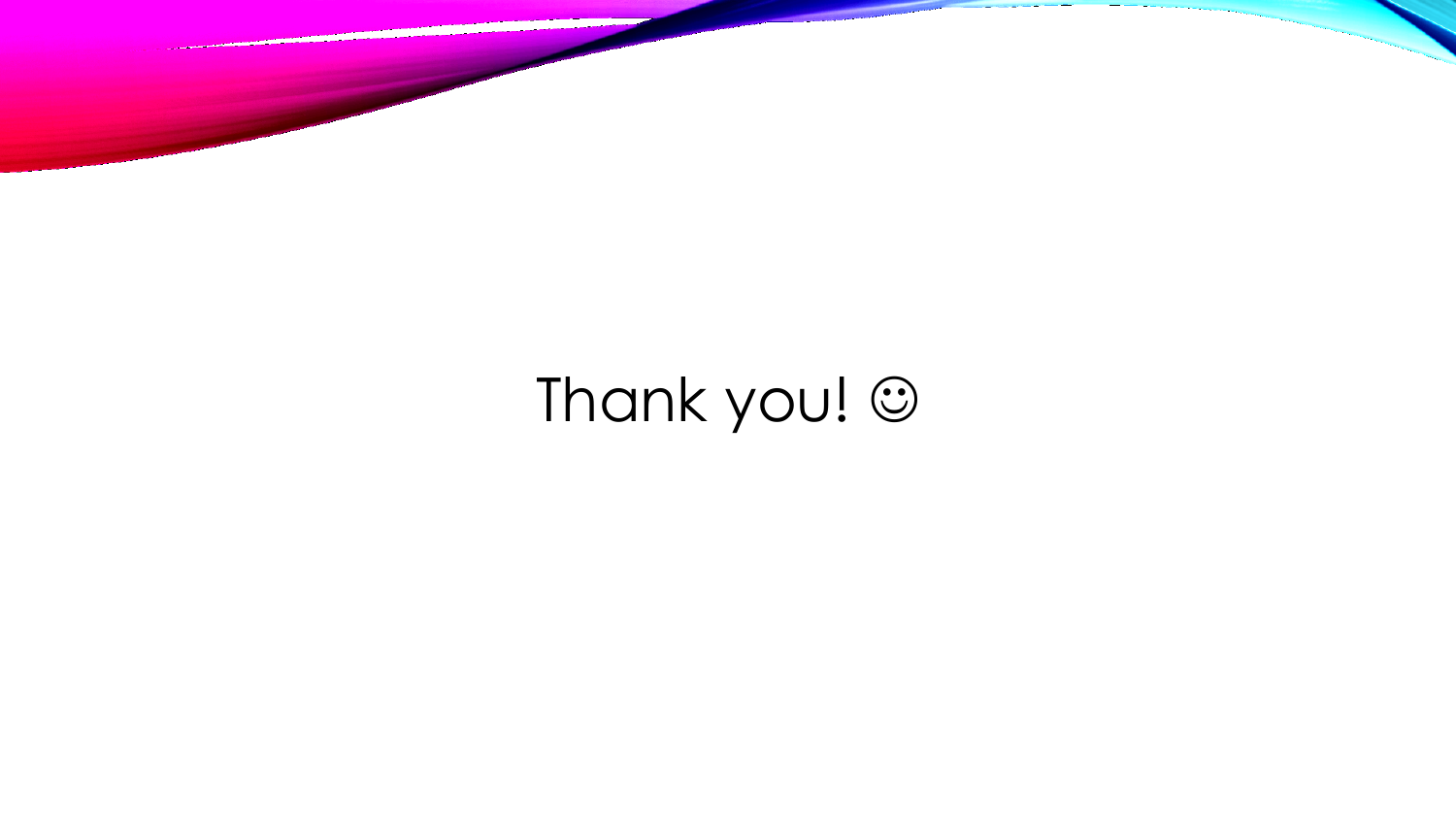Thank you! ☺